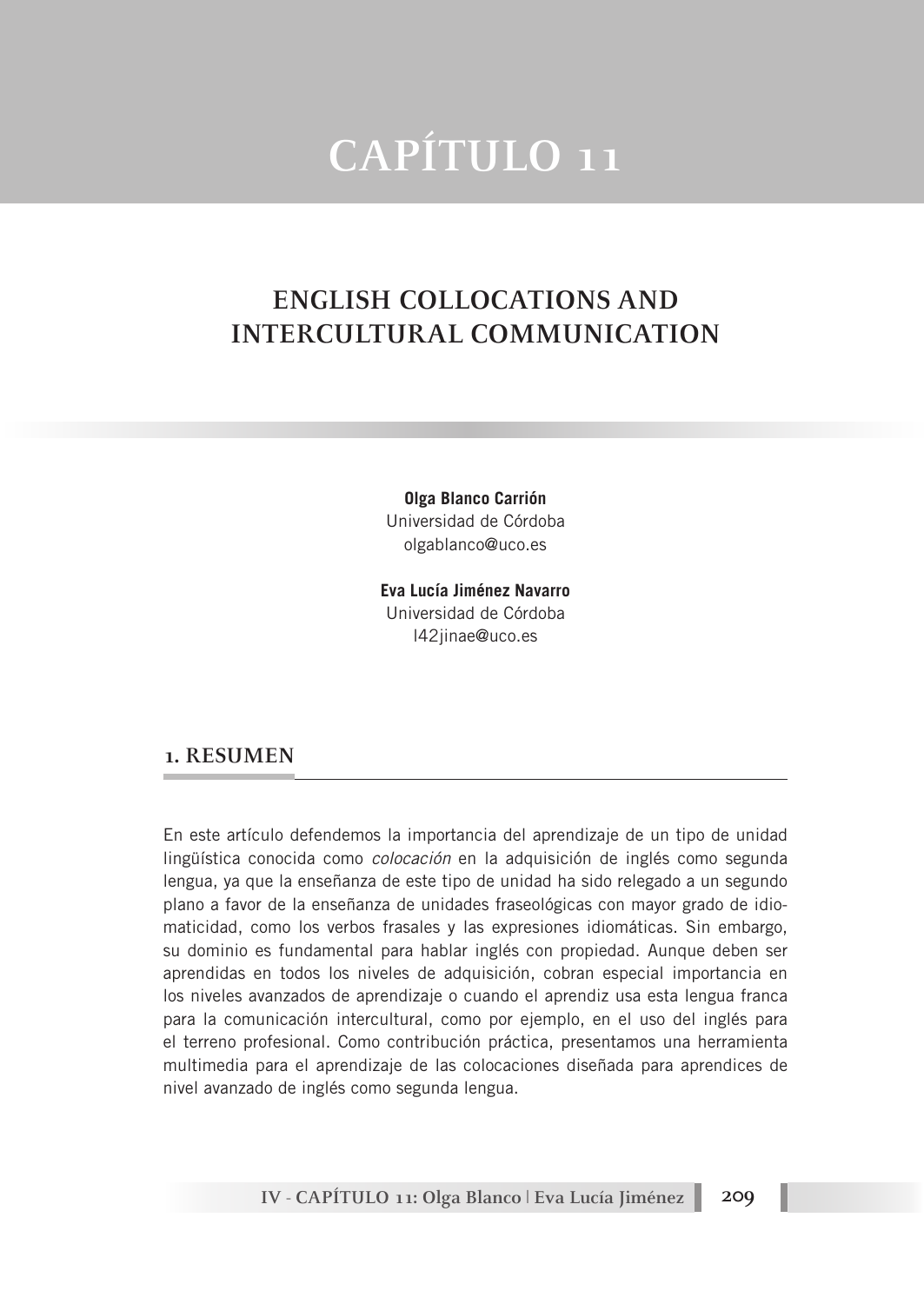# CAPÍTULO 11

## ENGLISH COLLOCATIONS AND INTERCULTURAL COMMUNICATION

**Olga Blanco Carrión**
Universidad de Córdoba
olgablanco@uco.es

**Eva Lucía Jiménez Navarro**
Universidad de Córdoba
l42jinae@uco.es

## 1. RESUMEN

En este artículo defendemos la importancia del aprendizaje de un tipo de unidad lingüística conocida como *colocación* en la adquisición de inglés como segunda lengua, ya que la enseñanza de este tipo de unidad ha sido relegado a un segundo plano a favor de la enseñanza de unidades fraseológicas con mayor grado de idiomaticidad, como los verbos frasales y las expresiones idiomáticas. Sin embargo, su dominio es fundamental para hablar inglés con propiedad. Aunque deben ser aprendidas en todos los niveles de adquisición, cobran especial importancia en los niveles avanzados de aprendizaje o cuando el aprendiz usa esta lengua franca para la comunicación intercultural, como por ejemplo, en el uso del inglés para el terreno profesional. Como contribución práctica, presentamos una herramienta multimedia para el aprendizaje de las colocaciones diseñada para aprendices de nivel avanzado de inglés como segunda lengua.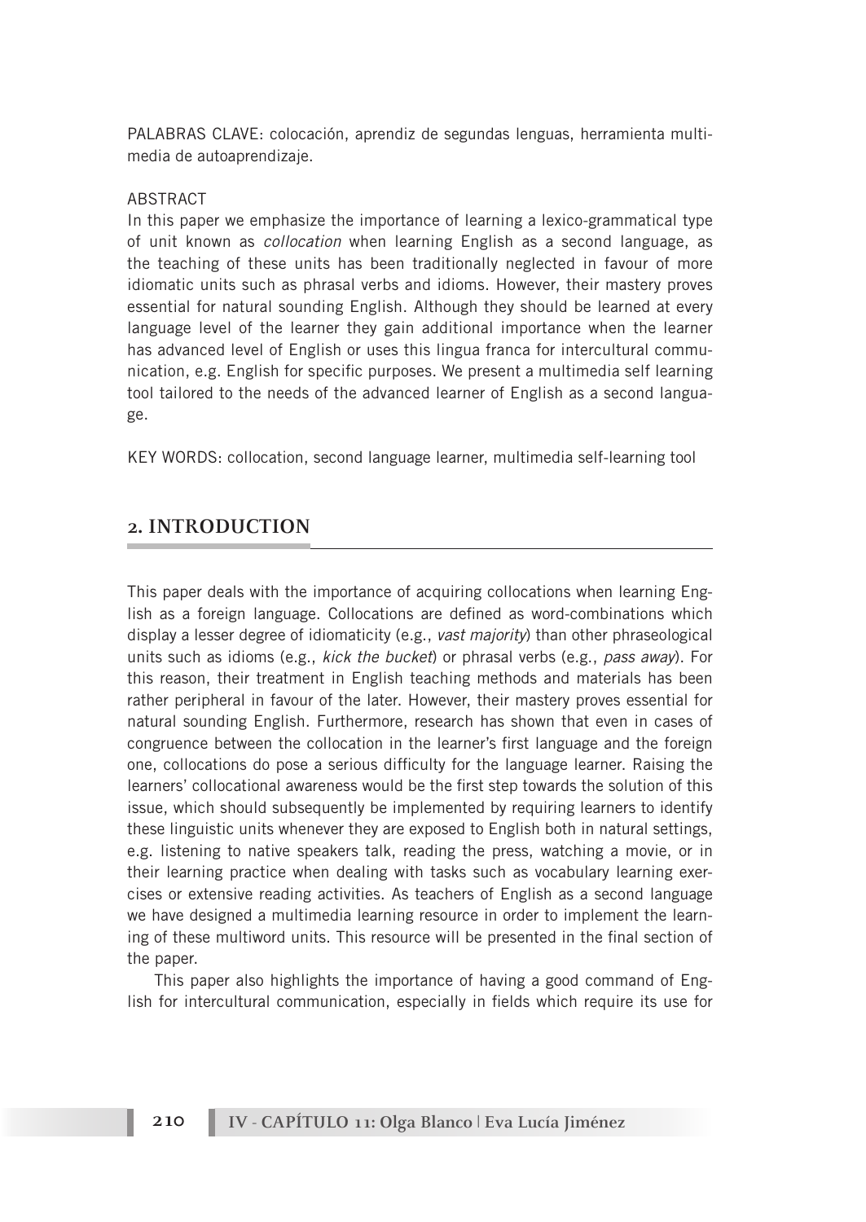PALABRAS CLAVE: colocación, aprendiz de segundas lenguas, herramienta multimedia de autoaprendizaje.

ABSTRACT

In this paper we emphasize the importance of learning a lexico-grammatical type of unit known as *collocation* when learning English as a second language, as the teaching of these units has been traditionally neglected in favour of more idiomatic units such as phrasal verbs and idioms. However, their mastery proves essential for natural sounding English. Although they should be learned at every language level of the learner they gain additional importance when the learner has advanced level of English or uses this lingua franca for intercultural communication, e.g. English for specific purposes. We present a multimedia self learning tool tailored to the needs of the advanced learner of English as a second language.

KEY WORDS: collocation, second language learner, multimedia self-learning tool

## 2. INTRODUCTION

This paper deals with the importance of acquiring collocations when learning English as a foreign language. Collocations are defined as word-combinations which display a lesser degree of idiomaticity (e.g., *vast majority*) than other phraseological units such as idioms (e.g., *kick the bucket*) or phrasal verbs (e.g., *pass away*). For this reason, their treatment in English teaching methods and materials has been rather peripheral in favour of the later. However, their mastery proves essential for natural sounding English. Furthermore, research has shown that even in cases of congruence between the collocation in the learner's first language and the foreign one, collocations do pose a serious difficulty for the language learner. Raising the learners' collocational awareness would be the first step towards the solution of this issue, which should subsequently be implemented by requiring learners to identify these linguistic units whenever they are exposed to English both in natural settings, e.g. listening to native speakers talk, reading the press, watching a movie, or in their learning practice when dealing with tasks such as vocabulary learning exercises or extensive reading activities. As teachers of English as a second language we have designed a multimedia learning resource in order to implement the learning of these multiword units. This resource will be presented in the final section of the paper.

This paper also highlights the importance of having a good command of English for intercultural communication, especially in fields which require its use for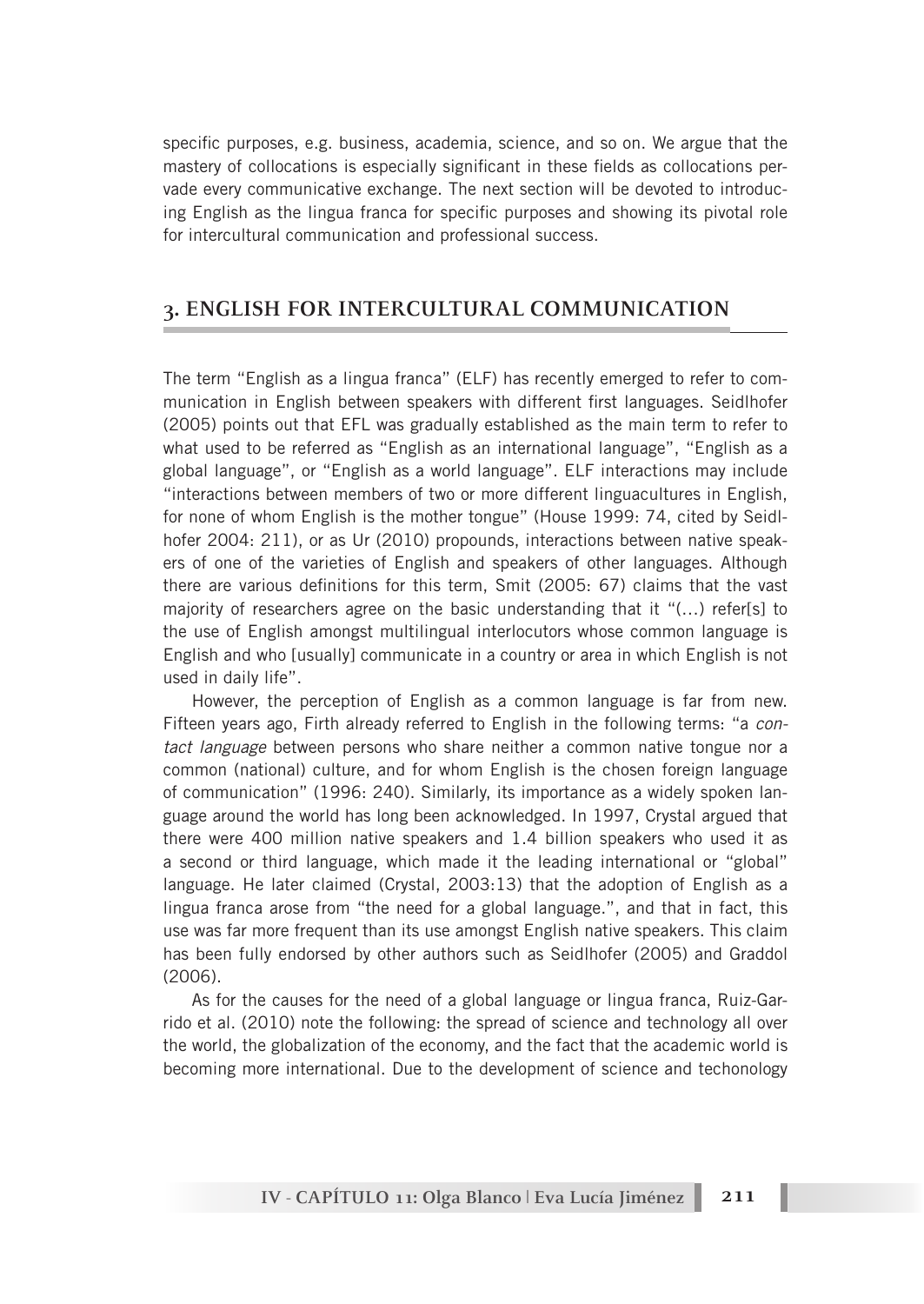specific purposes, e.g. business, academia, science, and so on. We argue that the mastery of collocations is especially significant in these fields as collocations pervade every communicative exchange. The next section will be devoted to introducing English as the lingua franca for specific purposes and showing its pivotal role for intercultural communication and professional success.

## 3. ENGLISH FOR INTERCULTURAL COMMUNICATION

The term "English as a lingua franca" (ELF) has recently emerged to refer to communication in English between speakers with different first languages. Seidlhofer (2005) points out that EFL was gradually established as the main term to refer to what used to be referred as "English as an international language", "English as a global language", or "English as a world language". ELF interactions may include "interactions between members of two or more different linguacultures in English, for none of whom English is the mother tongue" (House 1999: 74, cited by Seidlhofer 2004: 211), or as Ur (2010) propounds, interactions between native speakers of one of the varieties of English and speakers of other languages. Although there are various definitions for this term, Smit (2005: 67) claims that the vast majority of researchers agree on the basic understanding that it "(...) refer[s] to the use of English amongst multilingual interlocutors whose common language is English and who [usually] communicate in a country or area in which English is not used in daily life".

However, the perception of English as a common language is far from new. Fifteen years ago, Firth already referred to English in the following terms: "a *contact language* between persons who share neither a common native tongue nor a common (national) culture, and for whom English is the chosen foreign language of communication" (1996: 240). Similarly, its importance as a widely spoken language around the world has long been acknowledged. In 1997, Crystal argued that there were 400 million native speakers and 1.4 billion speakers who used it as a second or third language, which made it the leading international or "global" language. He later claimed (Crystal, 2003:13) that the adoption of English as a lingua franca arose from "the need for a global language.", and that in fact, this use was far more frequent than its use amongst English native speakers. This claim has been fully endorsed by other authors such as Seidlhofer (2005) and Graddol (2006).

As for the causes for the need of a global language or lingua franca, Ruiz-Garrido et al. (2010) note the following: the spread of science and technology all over the world, the globalization of the economy, and the fact that the academic world is becoming more international. Due to the development of science and techonology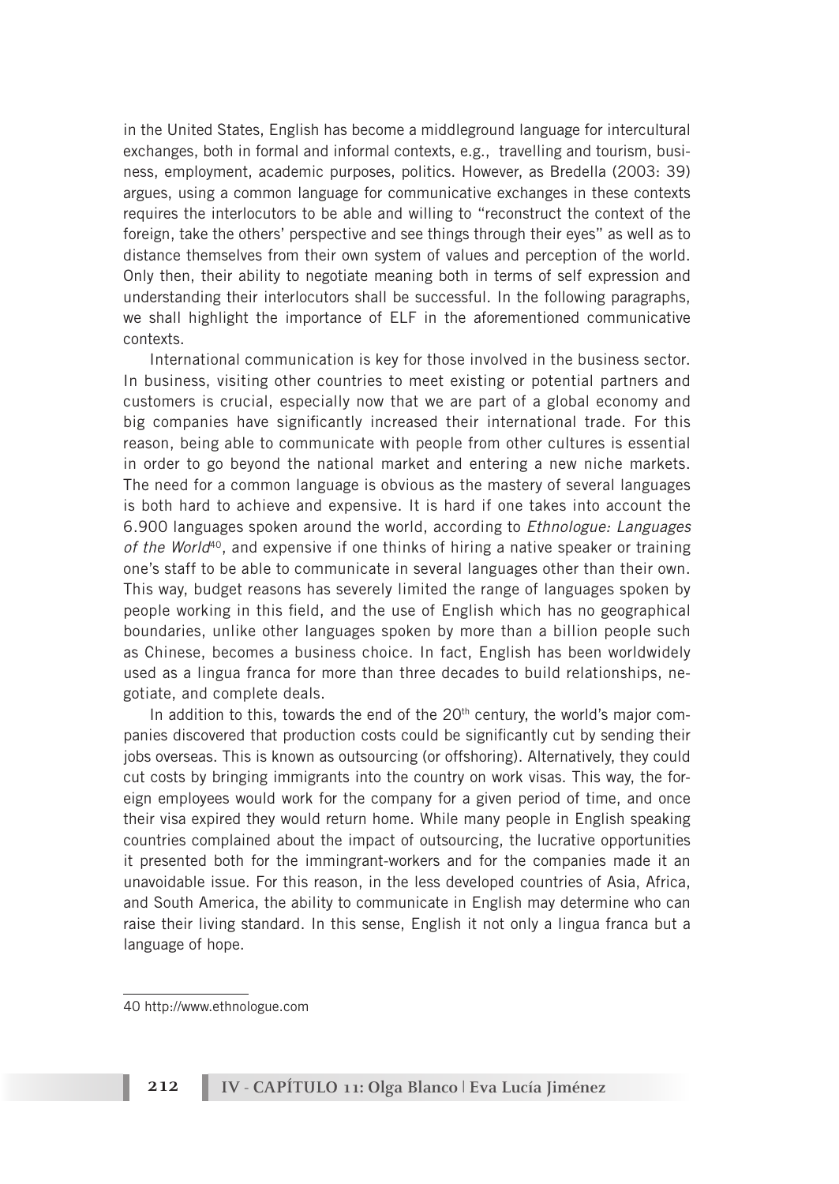in the United States, English has become a middleground language for intercultural exchanges, both in formal and informal contexts, e.g., travelling and tourism, business, employment, academic purposes, politics. However, as Bredella (2003: 39) argues, using a common language for communicative exchanges in these contexts requires the interlocutors to be able and willing to "reconstruct the context of the foreign, take the others' perspective and see things through their eyes" as well as to distance themselves from their own system of values and perception of the world. Only then, their ability to negotiate meaning both in terms of self expression and understanding their interlocutors shall be successful. In the following paragraphs, we shall highlight the importance of ELF in the aforementioned communicative contexts.

International communication is key for those involved in the business sector. In business, visiting other countries to meet existing or potential partners and customers is crucial, especially now that we are part of a global economy and big companies have significantly increased their international trade. For this reason, being able to communicate with people from other cultures is essential in order to go beyond the national market and entering a new niche markets. The need for a common language is obvious as the mastery of several languages is both hard to achieve and expensive. It is hard if one takes into account the 6.900 languages spoken around the world, according to *Ethnologue: Languages of the World*[40], and expensive if one thinks of hiring a native speaker or training one's staff to be able to communicate in several languages other than their own. This way, budget reasons has severely limited the range of languages spoken by people working in this field, and the use of English which has no geographical boundaries, unlike other languages spoken by more than a billion people such as Chinese, becomes a business choice. In fact, English has been worldwidely used as a lingua franca for more than three decades to build relationships, negotiate, and complete deals.

In addition to this, towards the end of the 20th century, the world's major companies discovered that production costs could be significantly cut by sending their jobs overseas. This is known as outsourcing (or offshoring). Alternatively, they could cut costs by bringing immigrants into the country on work visas. This way, the foreign employees would work for the company for a given period of time, and once their visa expired they would return home. While many people in English speaking countries complained about the impact of outsourcing, the lucrative opportunities it presented both for the immingrant-workers and for the companies made it an unavoidable issue. For this reason, in the less developed countries of Asia, Africa, and South America, the ability to communicate in English may determine who can raise their living standard. In this sense, English it not only a lingua franca but a language of hope.

---

40 http://www.ethnologue.com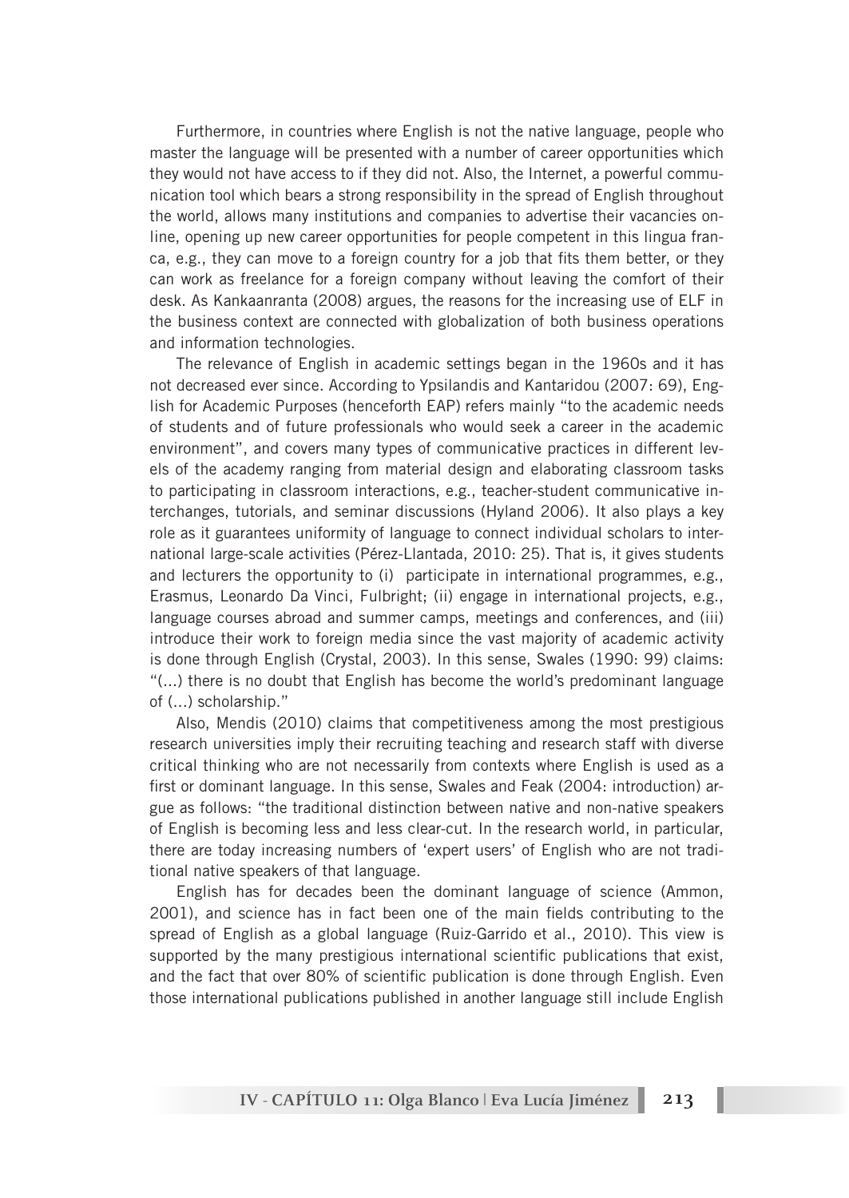Furthermore, in countries where English is not the native language, people who master the language will be presented with a number of career opportunities which they would not have access to if they did not. Also, the Internet, a powerful communication tool which bears a strong responsibility in the spread of English throughout the world, allows many institutions and companies to advertise their vacancies online, opening up new career opportunities for people competent in this lingua franca, e.g., they can move to a foreign country for a job that fits them better, or they can work as freelance for a foreign company without leaving the comfort of their desk. As Kankaanranta (2008) argues, the reasons for the increasing use of ELF in the business context are connected with globalization of both business operations and information technologies.

The relevance of English in academic settings began in the 1960s and it has not decreased ever since. According to Ypsilandis and Kantaridou (2007: 69), English for Academic Purposes (henceforth EAP) refers mainly "to the academic needs of students and of future professionals who would seek a career in the academic environment", and covers many types of communicative practices in different levels of the academy ranging from material design and elaborating classroom tasks to participating in classroom interactions, e.g., teacher-student communicative interchanges, tutorials, and seminar discussions (Hyland 2006). It also plays a key role as it guarantees uniformity of language to connect individual scholars to international large-scale activities (Pérez-Llantada, 2010: 25). That is, it gives students and lecturers the opportunity to (i) participate in international programmes, e.g., Erasmus, Leonardo Da Vinci, Fulbright; (ii) engage in international projects, e.g., language courses abroad and summer camps, meetings and conferences, and (iii) introduce their work to foreign media since the vast majority of academic activity is done through English (Crystal, 2003). In this sense, Swales (1990: 99) claims: "(...) there is no doubt that English has become the world's predominant language of (...) scholarship."

Also, Mendis (2010) claims that competitiveness among the most prestigious research universities imply their recruiting teaching and research staff with diverse critical thinking who are not necessarily from contexts where English is used as a first or dominant language. In this sense, Swales and Feak (2004: introduction) argue as follows: "the traditional distinction between native and non-native speakers of English is becoming less and less clear-cut. In the research world, in particular, there are today increasing numbers of 'expert users' of English who are not traditional native speakers of that language.

English has for decades been the dominant language of science (Ammon, 2001), and science has in fact been one of the main fields contributing to the spread of English as a global language (Ruiz-Garrido et al., 2010). This view is supported by the many prestigious international scientific publications that exist, and the fact that over 80% of scientific publication is done through English. Even those international publications published in another language still include English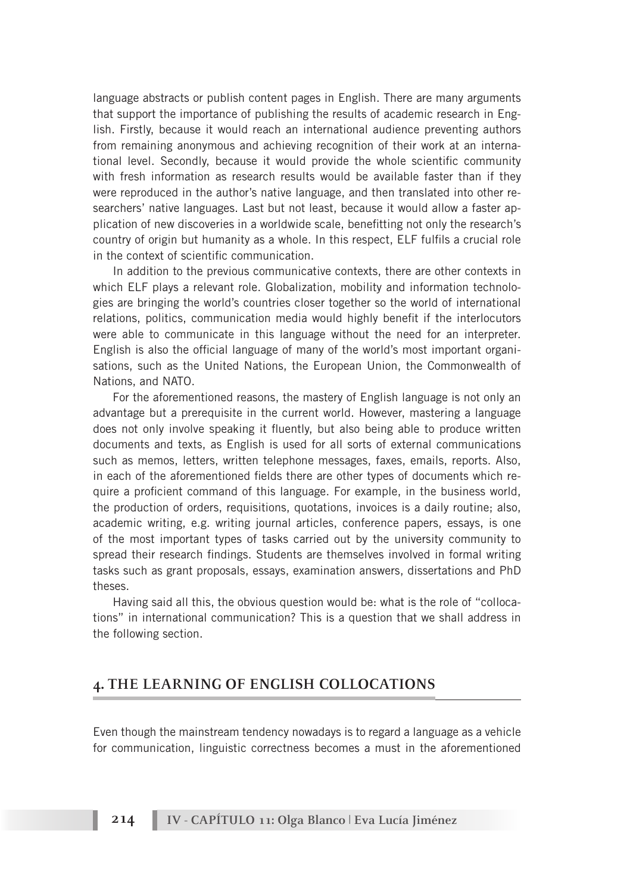language abstracts or publish content pages in English. There are many arguments that support the importance of publishing the results of academic research in English. Firstly, because it would reach an international audience preventing authors from remaining anonymous and achieving recognition of their work at an international level. Secondly, because it would provide the whole scientific community with fresh information as research results would be available faster than if they were reproduced in the author's native language, and then translated into other researchers' native languages. Last but not least, because it would allow a faster application of new discoveries in a worldwide scale, benefitting not only the research's country of origin but humanity as a whole. In this respect, ELF fulfils a crucial role in the context of scientific communication.

In addition to the previous communicative contexts, there are other contexts in which ELF plays a relevant role. Globalization, mobility and information technologies are bringing the world's countries closer together so the world of international relations, politics, communication media would highly benefit if the interlocutors were able to communicate in this language without the need for an interpreter. English is also the official language of many of the world's most important organisations, such as the United Nations, the European Union, the Commonwealth of Nations, and NATO.

For the aforementioned reasons, the mastery of English language is not only an advantage but a prerequisite in the current world. However, mastering a language does not only involve speaking it fluently, but also being able to produce written documents and texts, as English is used for all sorts of external communications such as memos, letters, written telephone messages, faxes, emails, reports. Also, in each of the aforementioned fields there are other types of documents which require a proficient command of this language. For example, in the business world, the production of orders, requisitions, quotations, invoices is a daily routine; also, academic writing, e.g. writing journal articles, conference papers, essays, is one of the most important types of tasks carried out by the university community to spread their research findings. Students are themselves involved in formal writing tasks such as grant proposals, essays, examination answers, dissertations and PhD theses.

Having said all this, the obvious question would be: what is the role of "collocations" in international communication? This is a question that we shall address in the following section.

## 4. THE LEARNING OF ENGLISH COLLOCATIONS

Even though the mainstream tendency nowadays is to regard a language as a vehicle for communication, linguistic correctness becomes a must in the aforementioned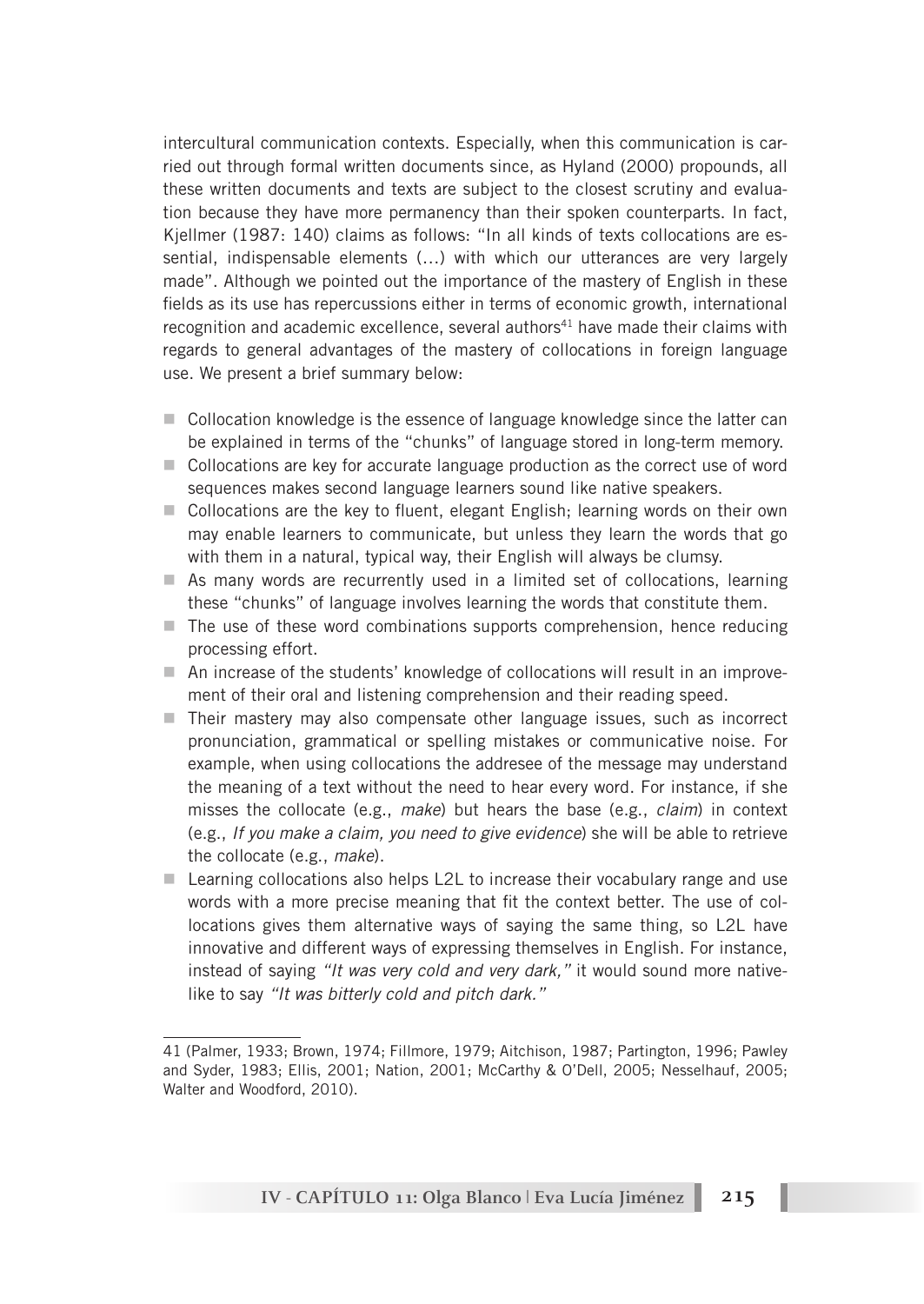intercultural communication contexts. Especially, when this communication is carried out through formal written documents since, as Hyland (2000) propounds, all these written documents and texts are subject to the closest scrutiny and evaluation because they have more permanency than their spoken counterparts. In fact, Kjellmer (1987: 140) claims as follows: "In all kinds of texts collocations are essential, indispensable elements (…) with which our utterances are very largely made". Although we pointed out the importance of the mastery of English in these fields as its use has repercussions either in terms of economic growth, international recognition and academic excellence, several authors[41] have made their claims with regards to general advantages of the mastery of collocations in foreign language use. We present a brief summary below:

- Collocation knowledge is the essence of language knowledge since the latter can be explained in terms of the "chunks" of language stored in long-term memory.
- Collocations are key for accurate language production as the correct use of word sequences makes second language learners sound like native speakers.
- Collocations are the key to fluent, elegant English; learning words on their own may enable learners to communicate, but unless they learn the words that go with them in a natural, typical way, their English will always be clumsy.
- As many words are recurrently used in a limited set of collocations, learning these "chunks" of language involves learning the words that constitute them.
- The use of these word combinations supports comprehension, hence reducing processing effort.
- An increase of the students' knowledge of collocations will result in an improvement of their oral and listening comprehension and their reading speed.
- Their mastery may also compensate other language issues, such as incorrect pronunciation, grammatical or spelling mistakes or communicative noise. For example, when using collocations the addresee of the message may understand the meaning of a text without the need to hear every word. For instance, if she misses the collocate (e.g., *make*) but hears the base (e.g., *claim*) in context (e.g., *If you make a claim, you need to give evidence*) she will be able to retrieve the collocate (e.g., *make*).
- Learning collocations also helps L2L to increase their vocabulary range and use words with a more precise meaning that fit the context better. The use of collocations gives them alternative ways of saying the same thing, so L2L have innovative and different ways of expressing themselves in English. For instance, instead of saying *"It was very cold and very dark,"* it would sound more native-like to say *"It was bitterly cold and pitch dark."*

---

41 (Palmer, 1933; Brown, 1974; Fillmore, 1979; Aitchison, 1987; Partington, 1996; Pawley and Syder, 1983; Ellis, 2001; Nation, 2001; McCarthy & O'Dell, 2005; Nesselhauf, 2005; Walter and Woodford, 2010).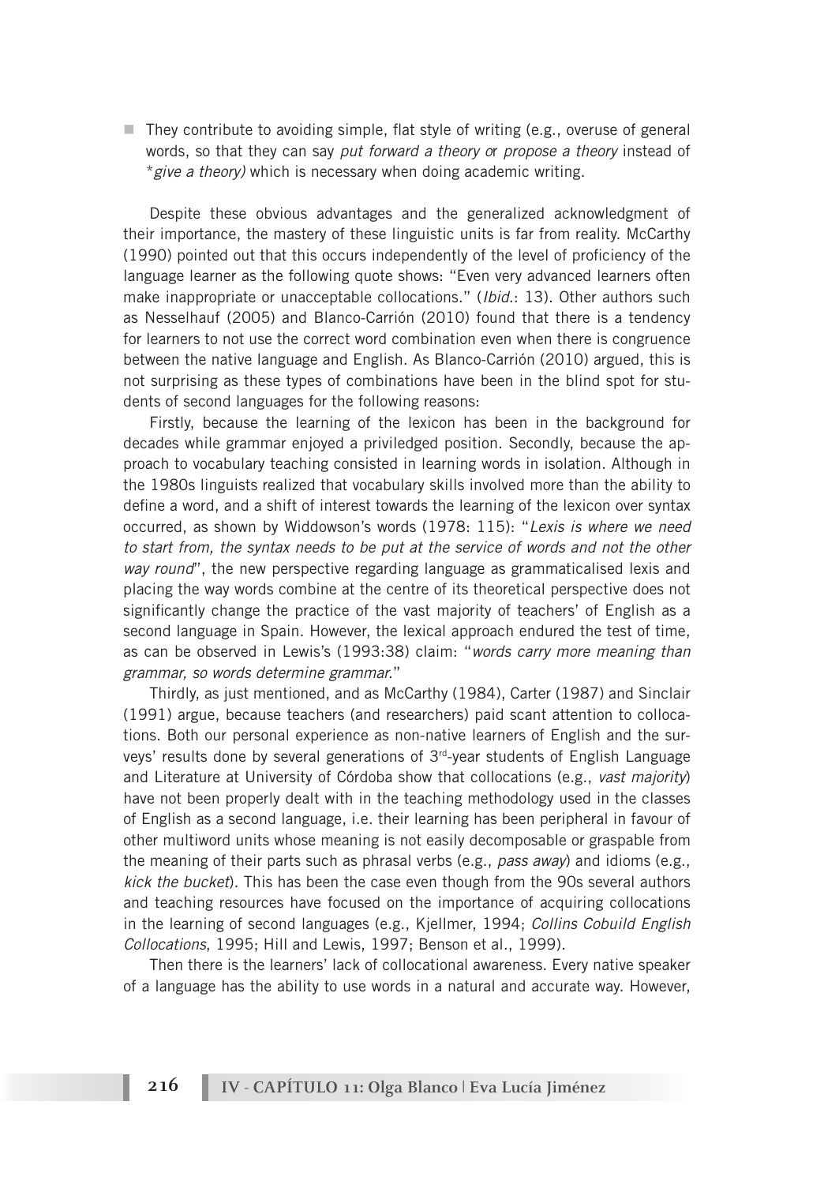- They contribute to avoiding simple, flat style of writing (e.g., overuse of general words, so that they can say *put forward a theory* or *propose a theory* instead of *\*give a theory)* which is necessary when doing academic writing.

Despite these obvious advantages and the generalized acknowledgment of their importance, the mastery of these linguistic units is far from reality. McCarthy (1990) pointed out that this occurs independently of the level of proficiency of the language learner as the following quote shows: "Even very advanced learners often make inappropriate or unacceptable collocations." (*Ibid.*: 13). Other authors such as Nesselhauf (2005) and Blanco-Carrión (2010) found that there is a tendency for learners to not use the correct word combination even when there is congruence between the native language and English. As Blanco-Carrión (2010) argued, this is not surprising as these types of combinations have been in the blind spot for students of second languages for the following reasons:

Firstly, because the learning of the lexicon has been in the background for decades while grammar enjoyed a priviledged position. Secondly, because the approach to vocabulary teaching consisted in learning words in isolation. Although in the 1980s linguists realized that vocabulary skills involved more than the ability to define a word, and a shift of interest towards the learning of the lexicon over syntax occurred, as shown by Widdowson's words (1978: 115): "*Lexis is where we need to start from, the syntax needs to be put at the service of words and not the other way round*", the new perspective regarding language as grammaticalised lexis and placing the way words combine at the centre of its theoretical perspective does not significantly change the practice of the vast majority of teachers' of English as a second language in Spain. However, the lexical approach endured the test of time, as can be observed in Lewis's (1993:38) claim: "*words carry more meaning than grammar, so words determine grammar.*"

Thirdly, as just mentioned, and as McCarthy (1984), Carter (1987) and Sinclair (1991) argue, because teachers (and researchers) paid scant attention to collocations. Both our personal experience as non-native learners of English and the surveys' results done by several generations of 3rd-year students of English Language and Literature at University of Córdoba show that collocations (e.g., *vast majority*) have not been properly dealt with in the teaching methodology used in the classes of English as a second language, i.e. their learning has been peripheral in favour of other multiword units whose meaning is not easily decomposable or graspable from the meaning of their parts such as phrasal verbs (e.g., *pass away*) and idioms (e.g., *kick the bucket*). This has been the case even though from the 90s several authors and teaching resources have focused on the importance of acquiring collocations in the learning of second languages (e.g., Kjellmer, 1994; *Collins Cobuild English Collocations*, 1995; Hill and Lewis, 1997; Benson et al., 1999).

Then there is the learners' lack of collocational awareness. Every native speaker of a language has the ability to use words in a natural and accurate way. However,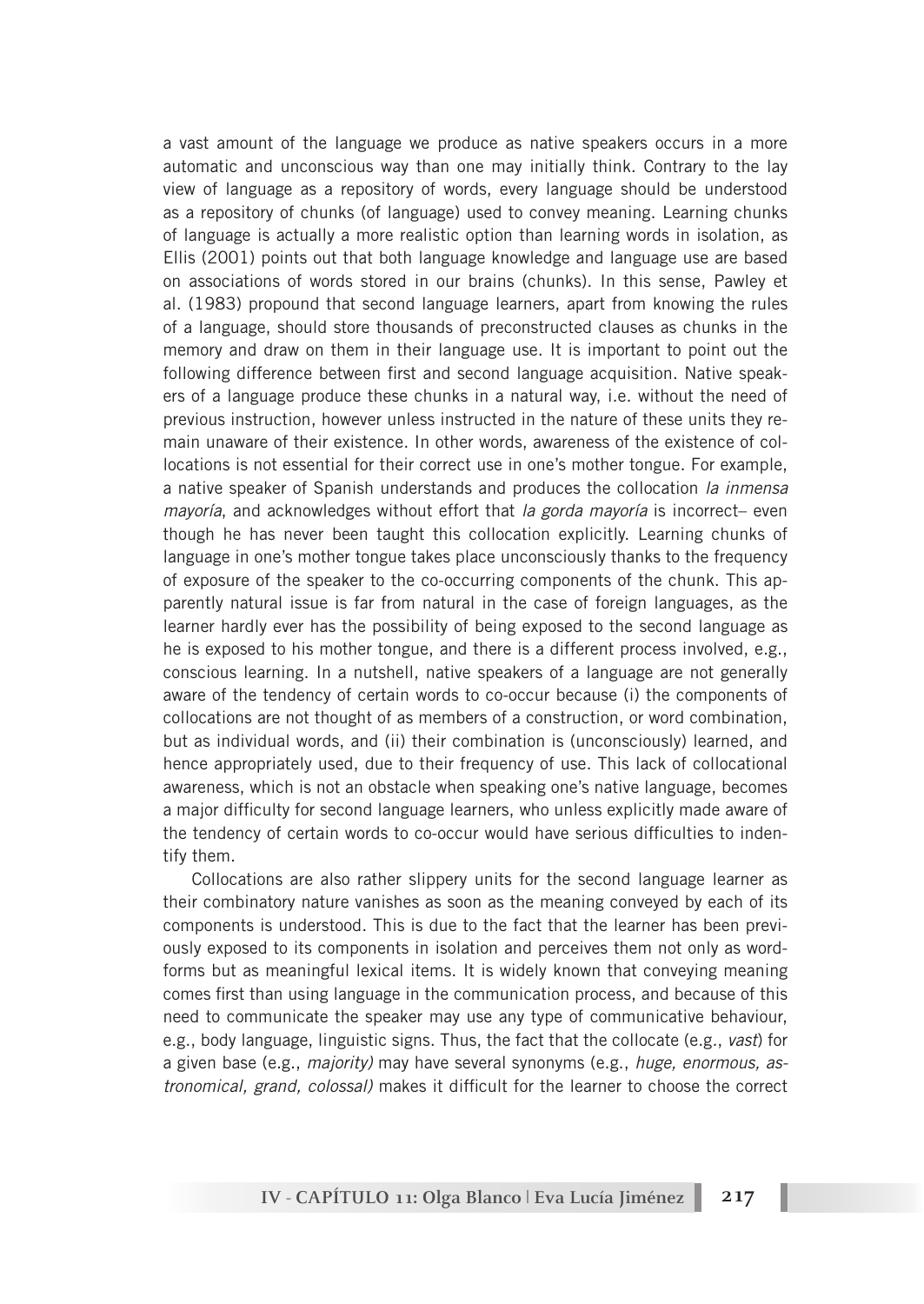a vast amount of the language we produce as native speakers occurs in a more automatic and unconscious way than one may initially think. Contrary to the lay view of language as a repository of words, every language should be understood as a repository of chunks (of language) used to convey meaning. Learning chunks of language is actually a more realistic option than learning words in isolation, as Ellis (2001) points out that both language knowledge and language use are based on associations of words stored in our brains (chunks). In this sense, Pawley et al. (1983) propound that second language learners, apart from knowing the rules of a language, should store thousands of preconstructed clauses as chunks in the memory and draw on them in their language use. It is important to point out the following difference between first and second language acquisition. Native speakers of a language produce these chunks in a natural way, i.e. without the need of previous instruction, however unless instructed in the nature of these units they remain unaware of their existence. In other words, awareness of the existence of collocations is not essential for their correct use in one's mother tongue. For example, a native speaker of Spanish understands and produces the collocation *la inmensa mayoría*, and acknowledges without effort that *la gorda mayoría* is incorrect– even though he has never been taught this collocation explicitly. Learning chunks of language in one's mother tongue takes place unconsciously thanks to the frequency of exposure of the speaker to the co-occurring components of the chunk. This apparently natural issue is far from natural in the case of foreign languages, as the learner hardly ever has the possibility of being exposed to the second language as he is exposed to his mother tongue, and there is a different process involved, e.g., conscious learning. In a nutshell, native speakers of a language are not generally aware of the tendency of certain words to co-occur because (i) the components of collocations are not thought of as members of a construction, or word combination, but as individual words, and (ii) their combination is (unconsciously) learned, and hence appropriately used, due to their frequency of use. This lack of collocational awareness, which is not an obstacle when speaking one's native language, becomes a major difficulty for second language learners, who unless explicitly made aware of the tendency of certain words to co-occur would have serious difficulties to indentify them.

Collocations are also rather slippery units for the second language learner as their combinatory nature vanishes as soon as the meaning conveyed by each of its components is understood. This is due to the fact that the learner has been previously exposed to its components in isolation and perceives them not only as wordforms but as meaningful lexical items. It is widely known that conveying meaning comes first than using language in the communication process, and because of this need to communicate the speaker may use any type of communicative behaviour, e.g., body language, linguistic signs. Thus, the fact that the collocate (e.g., *vast*) for a given base (e.g., *majority)* may have several synonyms (e.g., *huge, enormous, astronomical, grand, colossal)* makes it difficult for the learner to choose the correct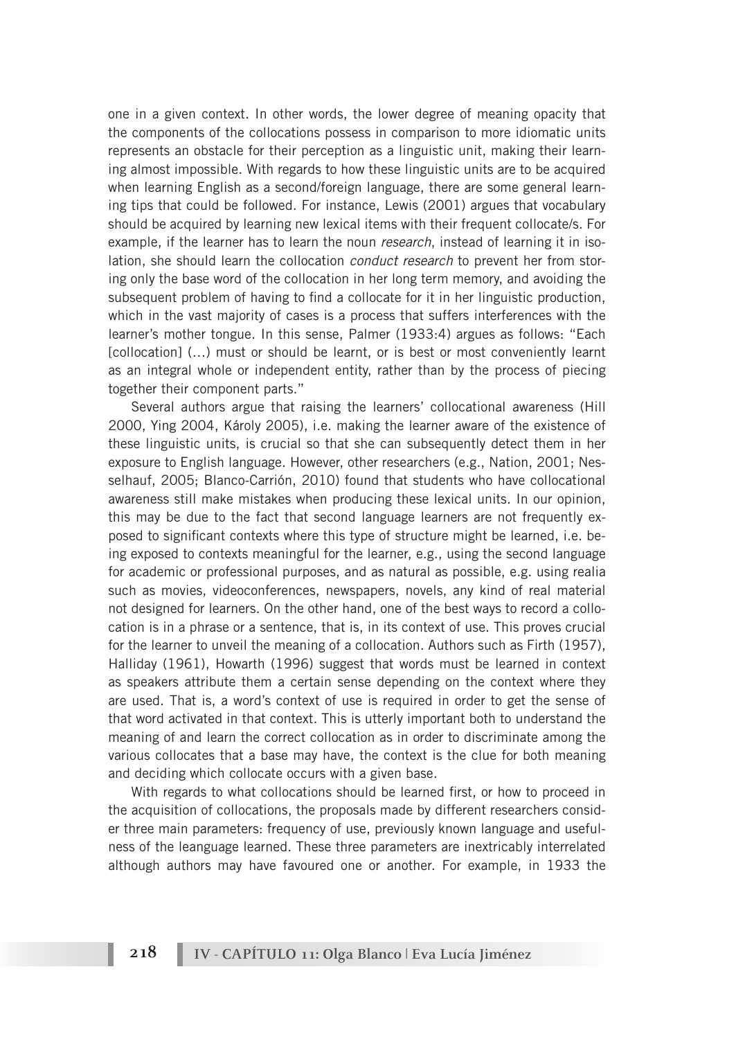one in a given context. In other words, the lower degree of meaning opacity that the components of the collocations possess in comparison to more idiomatic units represents an obstacle for their perception as a linguistic unit, making their learning almost impossible. With regards to how these linguistic units are to be acquired when learning English as a second/foreign language, there are some general learning tips that could be followed. For instance, Lewis (2001) argues that vocabulary should be acquired by learning new lexical items with their frequent collocate/s. For example, if the learner has to learn the noun *research*, instead of learning it in isolation, she should learn the collocation *conduct research* to prevent her from storing only the base word of the collocation in her long term memory, and avoiding the subsequent problem of having to find a collocate for it in her linguistic production, which in the vast majority of cases is a process that suffers interferences with the learner's mother tongue. In this sense, Palmer (1933:4) argues as follows: "Each [collocation] (…) must or should be learnt, or is best or most conveniently learnt as an integral whole or independent entity, rather than by the process of piecing together their component parts."

Several authors argue that raising the learners' collocational awareness (Hill 2000, Ying 2004, Károly 2005), i.e. making the learner aware of the existence of these linguistic units, is crucial so that she can subsequently detect them in her exposure to English language. However, other researchers (e.g., Nation, 2001; Nesselhauf, 2005; Blanco-Carrión, 2010) found that students who have collocational awareness still make mistakes when producing these lexical units. In our opinion, this may be due to the fact that second language learners are not frequently exposed to significant contexts where this type of structure might be learned, i.e. being exposed to contexts meaningful for the learner, e.g., using the second language for academic or professional purposes, and as natural as possible, e.g. using realia such as movies, videoconferences, newspapers, novels, any kind of real material not designed for learners. On the other hand, one of the best ways to record a collocation is in a phrase or a sentence, that is, in its context of use. This proves crucial for the learner to unveil the meaning of a collocation. Authors such as Firth (1957), Halliday (1961), Howarth (1996) suggest that words must be learned in context as speakers attribute them a certain sense depending on the context where they are used. That is, a word's context of use is required in order to get the sense of that word activated in that context. This is utterly important both to understand the meaning of and learn the correct collocation as in order to discriminate among the various collocates that a base may have, the context is the clue for both meaning and deciding which collocate occurs with a given base.

With regards to what collocations should be learned first, or how to proceed in the acquisition of collocations, the proposals made by different researchers consider three main parameters: frequency of use, previously known language and usefulness of the leanguage learned. These three parameters are inextricably interrelated although authors may have favoured one or another. For example, in 1933 the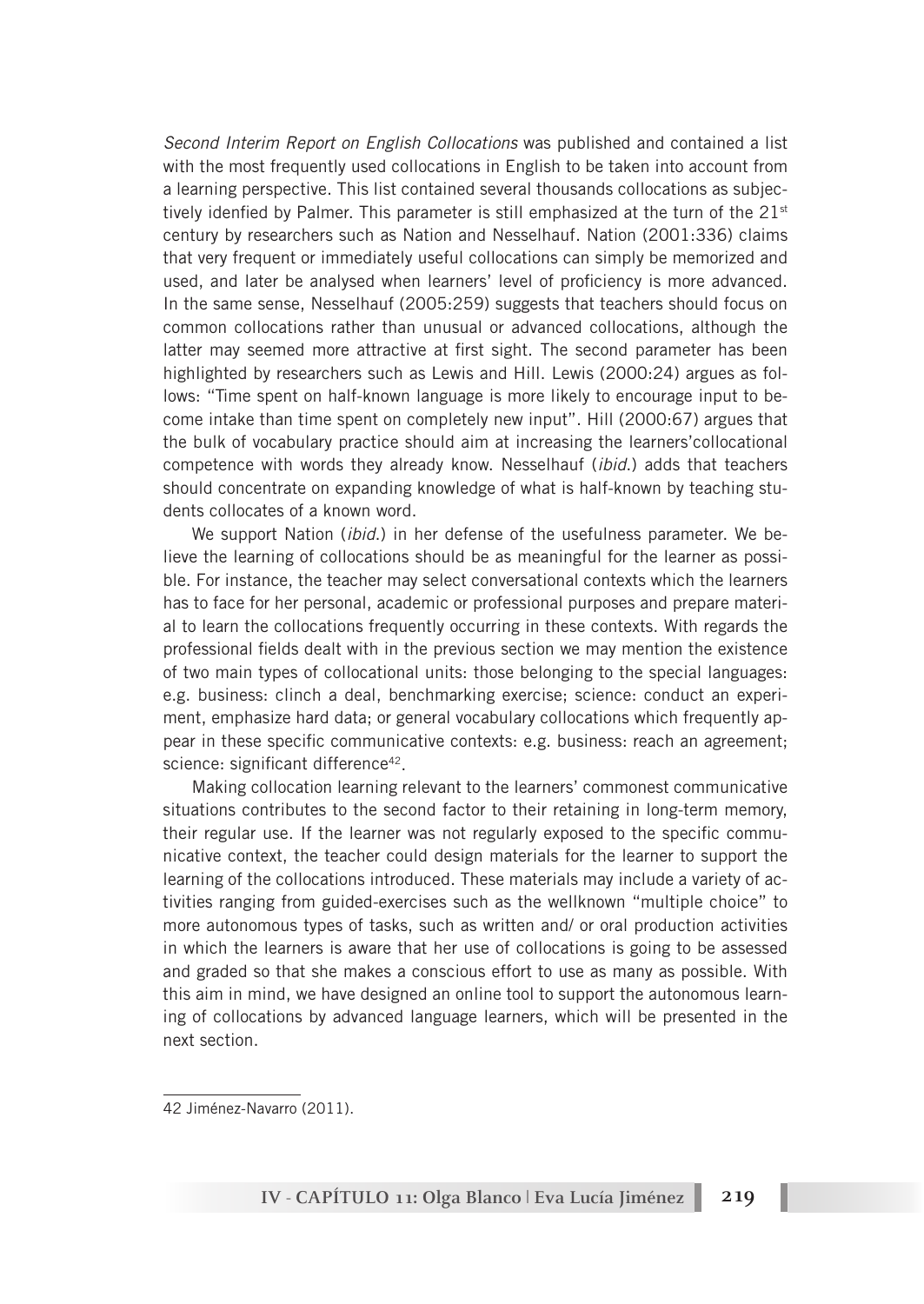*Second Interim Report on English Collocations* was published and contained a list with the most frequently used collocations in English to be taken into account from a learning perspective. This list contained several thousands collocations as subjectively idenfied by Palmer. This parameter is still emphasized at the turn of the 21st century by researchers such as Nation and Nesselhauf. Nation (2001:336) claims that very frequent or immediately useful collocations can simply be memorized and used, and later be analysed when learners' level of proficiency is more advanced. In the same sense, Nesselhauf (2005:259) suggests that teachers should focus on common collocations rather than unusual or advanced collocations, although the latter may seemed more attractive at first sight. The second parameter has been highlighted by researchers such as Lewis and Hill. Lewis (2000:24) argues as follows: "Time spent on half-known language is more likely to encourage input to become intake than time spent on completely new input". Hill (2000:67) argues that the bulk of vocabulary practice should aim at increasing the learners'collocational competence with words they already know. Nesselhauf (*ibid.*) adds that teachers should concentrate on expanding knowledge of what is half-known by teaching students collocates of a known word.

We support Nation (*ibid.*) in her defense of the usefulness parameter. We believe the learning of collocations should be as meaningful for the learner as possible. For instance, the teacher may select conversational contexts which the learners has to face for her personal, academic or professional purposes and prepare material to learn the collocations frequently occurring in these contexts. With regards the professional fields dealt with in the previous section we may mention the existence of two main types of collocational units: those belonging to the special languages: e.g. business: clinch a deal, benchmarking exercise; science: conduct an experiment, emphasize hard data; or general vocabulary collocations which frequently appear in these specific communicative contexts: e.g. business: reach an agreement; science: significant difference[42].

Making collocation learning relevant to the learners' commonest communicative situations contributes to the second factor to their retaining in long-term memory, their regular use. If the learner was not regularly exposed to the specific communicative context, the teacher could design materials for the learner to support the learning of the collocations introduced. These materials may include a variety of activities ranging from guided-exercises such as the wellknown "multiple choice" to more autonomous types of tasks, such as written and/ or oral production activities in which the learners is aware that her use of collocations is going to be assessed and graded so that she makes a conscious effort to use as many as possible. With this aim in mind, we have designed an online tool to support the autonomous learning of collocations by advanced language learners, which will be presented in the next section.

---

42 Jiménez-Navarro (2011).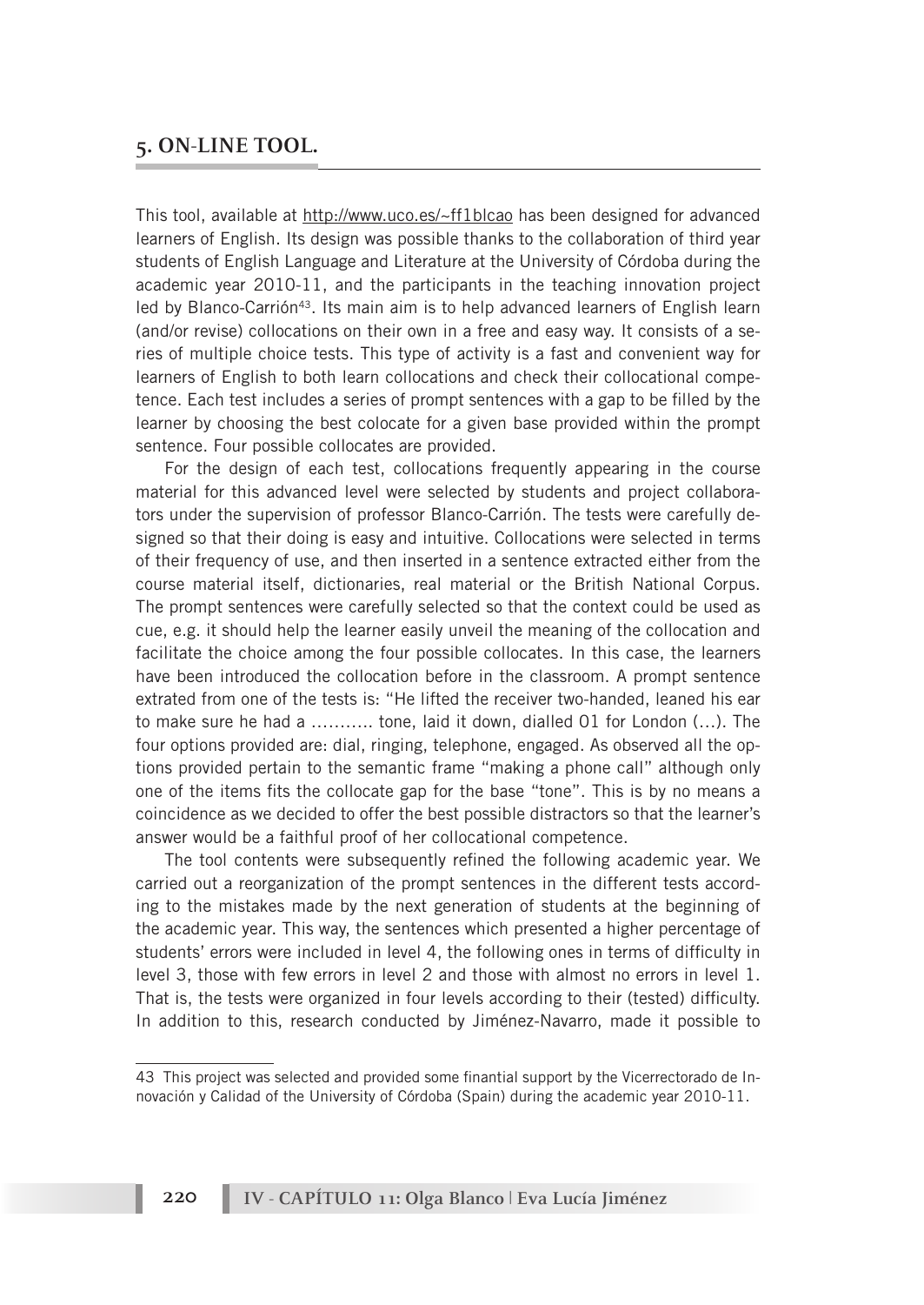## 5. ON-LINE TOOL.

This tool, available at http://www.uco.es/~ff1blcao has been designed for advanced learners of English. Its design was possible thanks to the collaboration of third year students of English Language and Literature at the University of Córdoba during the academic year 2010-11, and the participants in the teaching innovation project led by Blanco-Carrión[43]. Its main aim is to help advanced learners of English learn (and/or revise) collocations on their own in a free and easy way. It consists of a series of multiple choice tests. This type of activity is a fast and convenient way for learners of English to both learn collocations and check their collocational competence. Each test includes a series of prompt sentences with a gap to be filled by the learner by choosing the best colocate for a given base provided within the prompt sentence. Four possible collocates are provided.

For the design of each test, collocations frequently appearing in the course material for this advanced level were selected by students and project collaborators under the supervision of professor Blanco-Carrión. The tests were carefully designed so that their doing is easy and intuitive. Collocations were selected in terms of their frequency of use, and then inserted in a sentence extracted either from the course material itself, dictionaries, real material or the British National Corpus. The prompt sentences were carefully selected so that the context could be used as cue, e.g. it should help the learner easily unveil the meaning of the collocation and facilitate the choice among the four possible collocates. In this case, the learners have been introduced the collocation before in the classroom. A prompt sentence extrated from one of the tests is: "He lifted the receiver two-handed, leaned his ear to make sure he had a ……….. tone, laid it down, dialled 01 for London (…). The four options provided are: dial, ringing, telephone, engaged. As observed all the options provided pertain to the semantic frame "making a phone call" although only one of the items fits the collocate gap for the base "tone". This is by no means a coincidence as we decided to offer the best possible distractors so that the learner's answer would be a faithful proof of her collocational competence.

The tool contents were subsequently refined the following academic year. We carried out a reorganization of the prompt sentences in the different tests according to the mistakes made by the next generation of students at the beginning of the academic year. This way, the sentences which presented a higher percentage of students' errors were included in level 4, the following ones in terms of difficulty in level 3, those with few errors in level 2 and those with almost no errors in level 1. That is, the tests were organized in four levels according to their (tested) difficulty. In addition to this, research conducted by Jiménez-Navarro, made it possible to

---

43 This project was selected and provided some finantial support by the Vicerrectorado de Innovación y Calidad of the University of Córdoba (Spain) during the academic year 2010-11.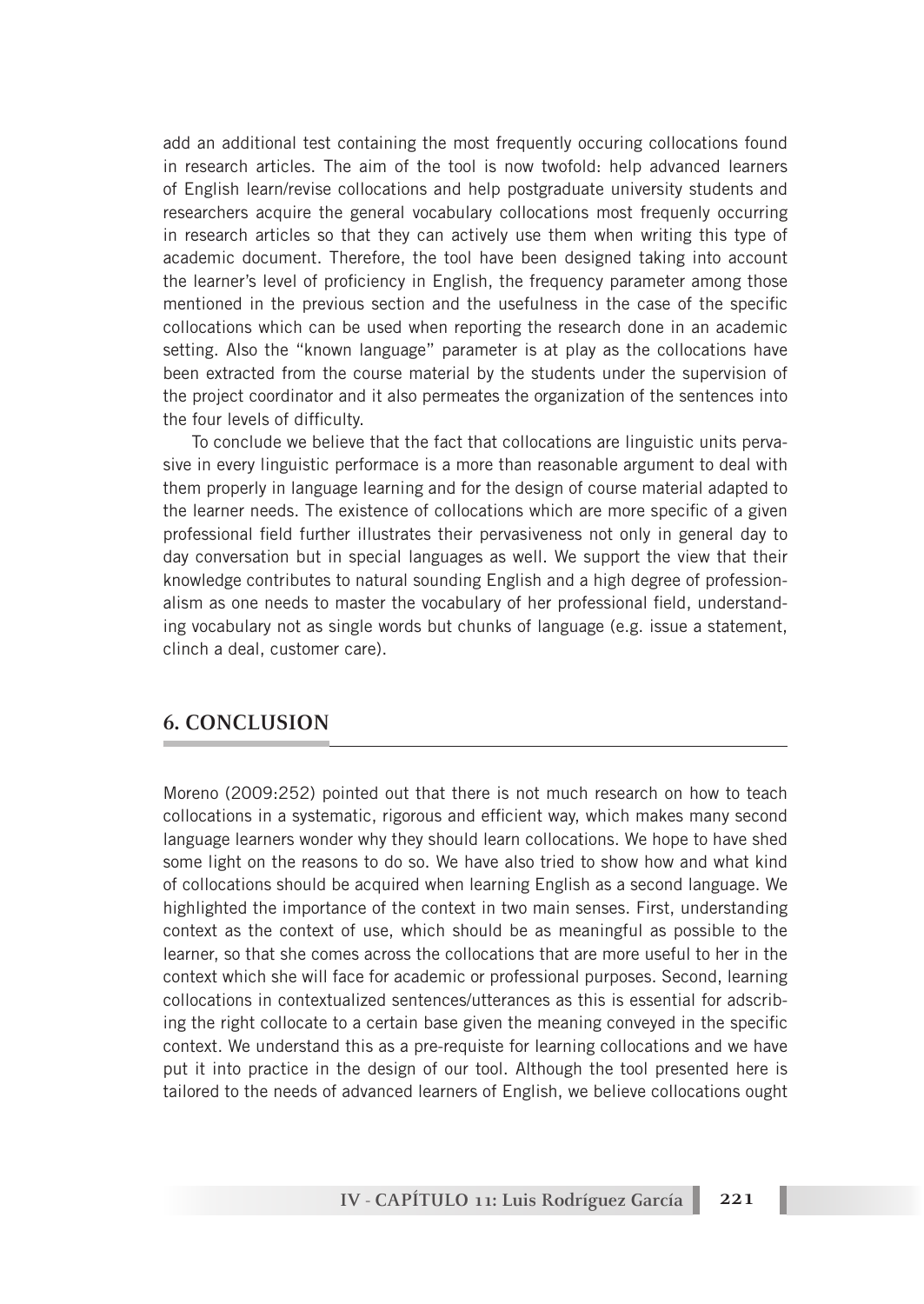add an additional test containing the most frequently occuring collocations found in research articles. The aim of the tool is now twofold: help advanced learners of English learn/revise collocations and help postgraduate university students and researchers acquire the general vocabulary collocations most frequenly occurring in research articles so that they can actively use them when writing this type of academic document. Therefore, the tool have been designed taking into account the learner's level of proficiency in English, the frequency parameter among those mentioned in the previous section and the usefulness in the case of the specific collocations which can be used when reporting the research done in an academic setting. Also the "known language" parameter is at play as the collocations have been extracted from the course material by the students under the supervision of the project coordinator and it also permeates the organization of the sentences into the four levels of difficulty.

To conclude we believe that the fact that collocations are linguistic units pervasive in every linguistic performace is a more than reasonable argument to deal with them properly in language learning and for the design of course material adapted to the learner needs. The existence of collocations which are more specific of a given professional field further illustrates their pervasiveness not only in general day to day conversation but in special languages as well. We support the view that their knowledge contributes to natural sounding English and a high degree of professionalism as one needs to master the vocabulary of her professional field, understanding vocabulary not as single words but chunks of language (e.g. issue a statement, clinch a deal, customer care).

## 6. CONCLUSION

Moreno (2009:252) pointed out that there is not much research on how to teach collocations in a systematic, rigorous and efficient way, which makes many second language learners wonder why they should learn collocations. We hope to have shed some light on the reasons to do so. We have also tried to show how and what kind of collocations should be acquired when learning English as a second language. We highlighted the importance of the context in two main senses. First, understanding context as the context of use, which should be as meaningful as possible to the learner, so that she comes across the collocations that are more useful to her in the context which she will face for academic or professional purposes. Second, learning collocations in contextualized sentences/utterances as this is essential for adscribing the right collocate to a certain base given the meaning conveyed in the specific context. We understand this as a pre-requiste for learning collocations and we have put it into practice in the design of our tool. Although the tool presented here is tailored to the needs of advanced learners of English, we believe collocations ought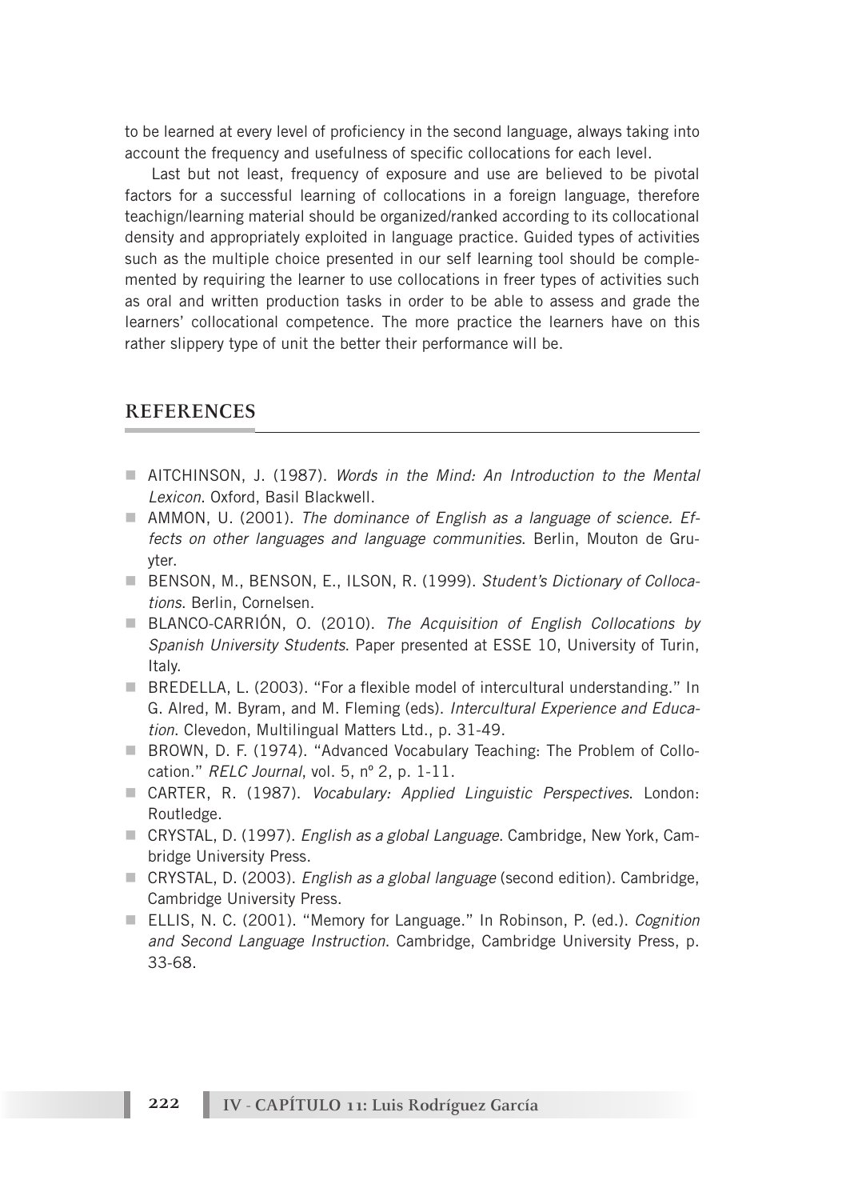to be learned at every level of proficiency in the second language, always taking into account the frequency and usefulness of specific collocations for each level.

Last but not least, frequency of exposure and use are believed to be pivotal factors for a successful learning of collocations in a foreign language, therefore teachign/learning material should be organized/ranked according to its collocational density and appropriately exploited in language practice. Guided types of activities such as the multiple choice presented in our self learning tool should be complemented by requiring the learner to use collocations in freer types of activities such as oral and written production tasks in order to be able to assess and grade the learners' collocational competence. The more practice the learners have on this rather slippery type of unit the better their performance will be.

## REFERENCES

- AITCHINSON, J. (1987). *Words in the Mind: An Introduction to the Mental Lexicon*. Oxford, Basil Blackwell.
- AMMON, U. (2001). *The dominance of English as a language of science. Effects on other languages and language communities*. Berlin, Mouton de Gruyter.
- BENSON, M., BENSON, E., ILSON, R. (1999). *Student's Dictionary of Collocations*. Berlin, Cornelsen.
- BLANCO-CARRIÓN, O. (2010). *The Acquisition of English Collocations by Spanish University Students*. Paper presented at ESSE 10, University of Turin, Italy.
- BREDELLA, L. (2003). "For a flexible model of intercultural understanding." In G. Alred, M. Byram, and M. Fleming (eds). *Intercultural Experience and Education*. Clevedon, Multilingual Matters Ltd., p. 31-49.
- BROWN, D. F. (1974). "Advanced Vocabulary Teaching: The Problem of Collocation." *RELC Journal*, vol. 5, nº 2, p. 1-11.
- CARTER, R. (1987). *Vocabulary: Applied Linguistic Perspectives*. London: Routledge.
- CRYSTAL, D. (1997). *English as a global Language*. Cambridge, New York, Cambridge University Press.
- CRYSTAL, D. (2003). *English as a global language* (second edition). Cambridge, Cambridge University Press.
- ELLIS, N. C. (2001). "Memory for Language." In Robinson, P. (ed.). *Cognition and Second Language Instruction*. Cambridge, Cambridge University Press, p. 33-68.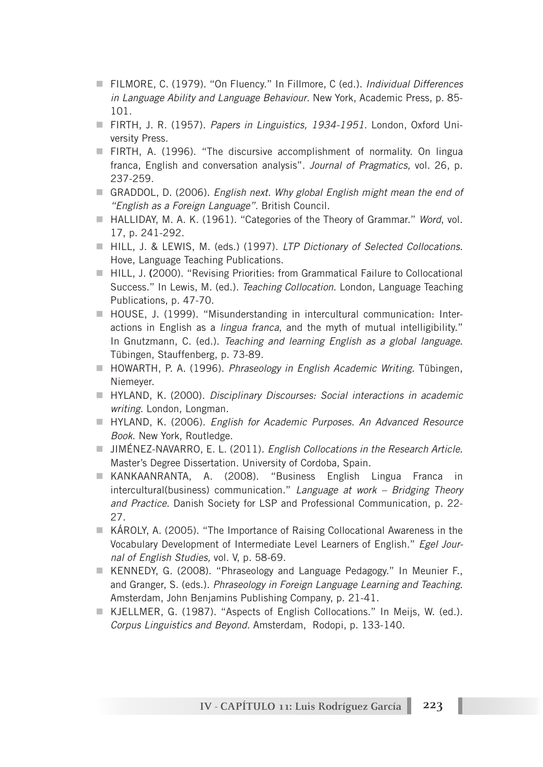- FILMORE, C. (1979). "On Fluency." In Fillmore, C (ed.). *Individual Differences in Language Ability and Language Behaviour*. New York, Academic Press, p. 85-101.
- FIRTH, J. R. (1957). *Papers in Linguistics, 1934-1951*. London, Oxford University Press.
- FIRTH, A. (1996). "The discursive accomplishment of normality. On lingua franca, English and conversation analysis". *Journal of Pragmatics,* vol. 26, p. 237-259.
- GRADDOL, D. (2006). *English next. Why global English might mean the end of "English as a Foreign Language"*. British Council.
- HALLIDAY, M. A. K. (1961). "Categories of the Theory of Grammar." *Word*, vol. 17, p. 241-292.
- HILL, J. & LEWIS, M. (eds.) (1997). *LTP Dictionary of Selected Collocations*. Hove, Language Teaching Publications.
- HILL, J. (2000). "Revising Priorities: from Grammatical Failure to Collocational Success." In Lewis, M. (ed.). *Teaching Collocation*. London, Language Teaching Publications, p. 47-70.
- HOUSE, J. (1999). "Misunderstanding in intercultural communication: Interactions in English as a *lingua franca*, and the myth of mutual intelligibility." In Gnutzmann, C. (ed.). *Teaching and learning English as a global language*. Tübingen, Stauffenberg, p. 73-89.
- HOWARTH, P. A. (1996). *Phraseology in English Academic Writing*. Tübingen, Niemeyer.
- HYLAND, K. (2000). *Disciplinary Discourses: Social interactions in academic writing*. London, Longman.
- HYLAND, K. (2006). *English for Academic Purposes. An Advanced Resource Book*. New York, Routledge.
- JIMÉNEZ-NAVARRO, E. L. (2011). *English Collocations in the Research Article*. Master's Degree Dissertation. University of Cordoba, Spain.
- KANKAANRANTA, A. (2008). "Business English Lingua Franca in intercultural(business) communication." *Language at work – Bridging Theory and Practice*. Danish Society for LSP and Professional Communication, p. 22-27.
- KÁROLY, A. (2005). "The Importance of Raising Collocational Awareness in the Vocabulary Development of Intermediate Level Learners of English." *Egel Journal of English Studies,* vol. V, p. 58-69.
- KENNEDY, G. (2008). "Phraseology and Language Pedagogy." In Meunier F., and Granger, S. (eds.). *Phraseology in Foreign Language Learning and Teaching*. Amsterdam, John Benjamins Publishing Company, p. 21-41.
- KJELLMER, G. (1987). "Aspects of English Collocations." In Meijs, W. (ed.). *Corpus Linguistics and Beyond*. Amsterdam, Rodopi, p. 133-140.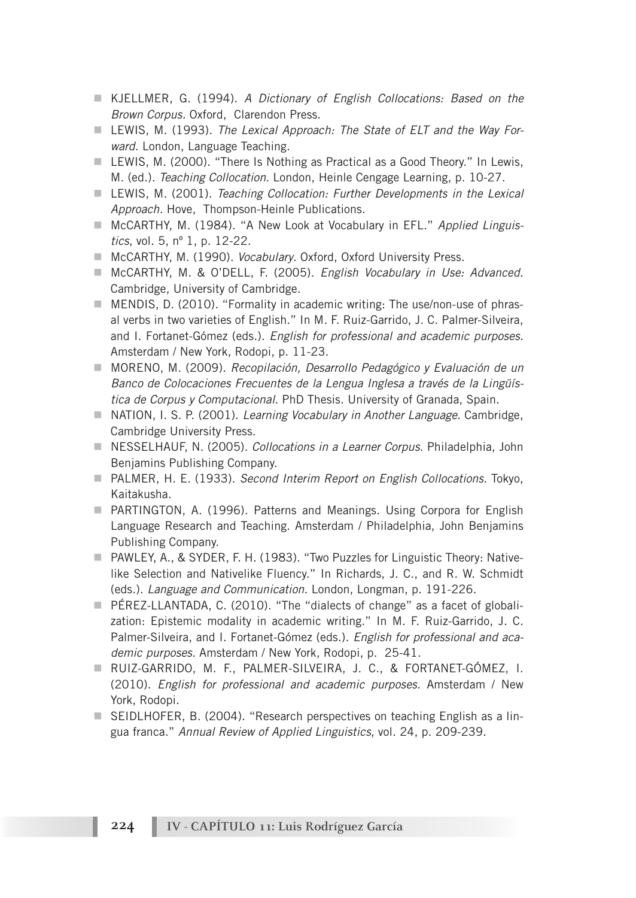- KJELLMER, G. (1994). *A Dictionary of English Collocations: Based on the Brown Corpus*. Oxford, Clarendon Press.
- LEWIS, M. (1993). *The Lexical Approach: The State of ELT and the Way Forward*. London, Language Teaching.
- LEWIS, M. (2000). "There Is Nothing as Practical as a Good Theory." In Lewis, M. (ed.). *Teaching Collocation*. London, Heinle Cengage Learning, p. 10-27.
- LEWIS, M. (2001). *Teaching Collocation: Further Developments in the Lexical Approach*. Hove, Thompson-Heinle Publications.
- McCARTHY, M. (1984). "A New Look at Vocabulary in EFL." *Applied Linguistics*, vol. 5, nº 1, p. 12-22.
- McCARTHY, M. (1990). *Vocabulary*. Oxford, Oxford University Press.
- McCARTHY, M. & O'DELL, F. (2005). *English Vocabulary in Use: Advanced.* Cambridge, University of Cambridge.
- MENDIS, D. (2010). "Formality in academic writing: The use/non-use of phrasal verbs in two varieties of English." In M. F. Ruiz-Garrido, J. C. Palmer-Silveira, and I. Fortanet-Gómez (eds.). *English for professional and academic purposes.* Amsterdam / New York, Rodopi, p. 11-23.
- MORENO, M. (2009). *Recopilación, Desarrollo Pedagógico y Evaluación de un Banco de Colocaciones Frecuentes de la Lengua Inglesa a través de la Lingüística de Corpus y Computacional*. PhD Thesis. University of Granada, Spain.
- NATION, I. S. P. (2001). *Learning Vocabulary in Another Language*. Cambridge, Cambridge University Press.
- NESSELHAUF, N. (2005). *Collocations in a Learner Corpus*. Philadelphia, John Benjamins Publishing Company.
- PALMER, H. E. (1933). *Second Interim Report on English Collocations*. Tokyo, Kaitakusha.
- PARTINGTON, A. (1996). Patterns and Meanings. Using Corpora for English Language Research and Teaching. Amsterdam / Philadelphia, John Benjamins Publishing Company.
- PAWLEY, A., & SYDER, F. H. (1983). "Two Puzzles for Linguistic Theory: Nativelike Selection and Nativelike Fluency." In Richards, J. C., and R. W. Schmidt (eds.). *Language and Communication.* London, Longman, p. 191-226.
- PÉREZ-LLANTADA, C. (2010). "The "dialects of change" as a facet of globalization: Epistemic modality in academic writing." In M. F. Ruiz-Garrido, J. C. Palmer-Silveira, and I. Fortanet-Gómez (eds.). *English for professional and academic purposes.* Amsterdam / New York, Rodopi, p. 25-41.
- RUIZ-GARRIDO, M. F., PALMER-SILVEIRA, J. C., & FORTANET-GÓMEZ, I. (2010). *English for professional and academic purposes*. Amsterdam / New York, Rodopi.
- SEIDLHOFER, B. (2004). "Research perspectives on teaching English as a lingua franca." *Annual Review of Applied Linguistics*, vol. 24, p. 209-239.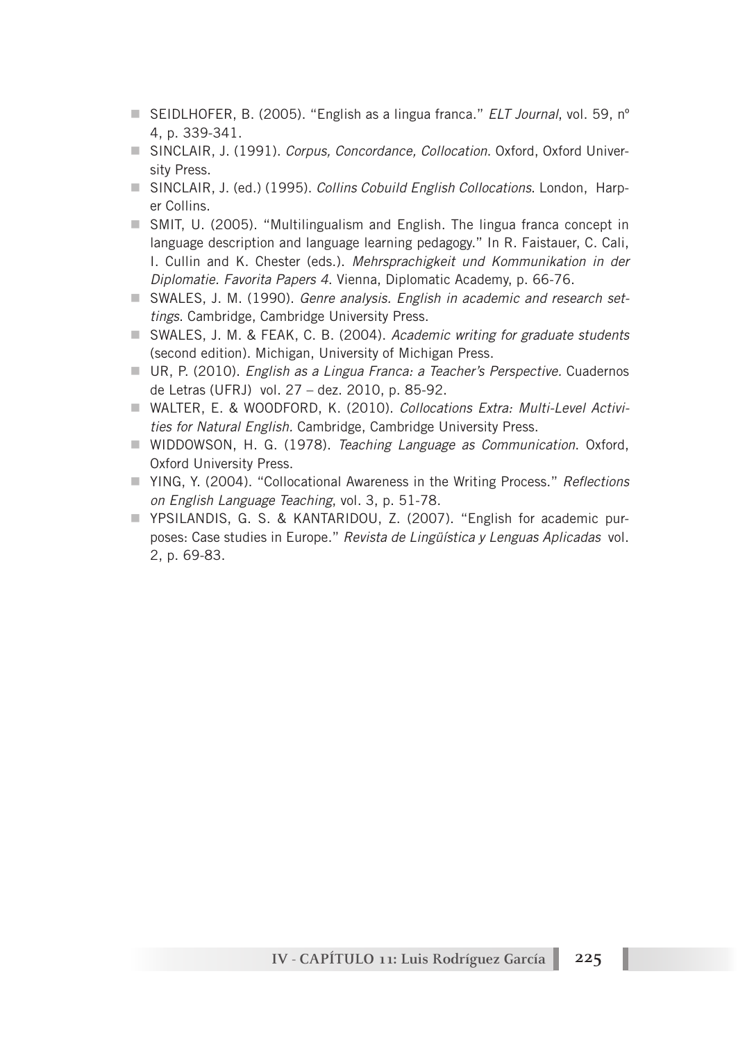- SEIDLHOFER, B. (2005). "English as a lingua franca." *ELT Journal*, vol. 59, nº 4, p. 339-341.
- SINCLAIR, J. (1991). *Corpus, Concordance, Collocation*. Oxford, Oxford University Press.
- SINCLAIR, J. (ed.) (1995). *Collins Cobuild English Collocations*. London, Harper Collins.
- SMIT, U. (2005). "Multilingualism and English. The lingua franca concept in language description and language learning pedagogy." In R. Faistauer, C. Cali, I. Cullin and K. Chester (eds.). *Mehrsprachigkeit und Kommunikation in der Diplomatie. Favorita Papers 4*. Vienna, Diplomatic Academy, p. 66-76.
- SWALES, J. M. (1990). *Genre analysis. English in academic and research settings*. Cambridge, Cambridge University Press.
- SWALES, J. M. & FEAK, C. B. (2004). *Academic writing for graduate students* (second edition). Michigan, University of Michigan Press.
- UR, P. (2010). *English as a Lingua Franca: a Teacher's Perspective.* Cuadernos de Letras (UFRJ) vol. 27 – dez. 2010, p. 85-92.
- WALTER, E. & WOODFORD, K. (2010). *Collocations Extra: Multi-Level Activities for Natural English.* Cambridge, Cambridge University Press.
- WIDDOWSON, H. G. (1978). *Teaching Language as Communication*. Oxford, Oxford University Press.
- YING, Y. (2004). "Collocational Awareness in the Writing Process." *Reflections on English Language Teaching*, vol. 3, p. 51-78.
- YPSILANDIS, G. S. & KANTARIDOU, Z. (2007). "English for academic purposes: Case studies in Europe." *Revista de Lingüística y Lenguas Aplicadas* vol. 2, p. 69-83.